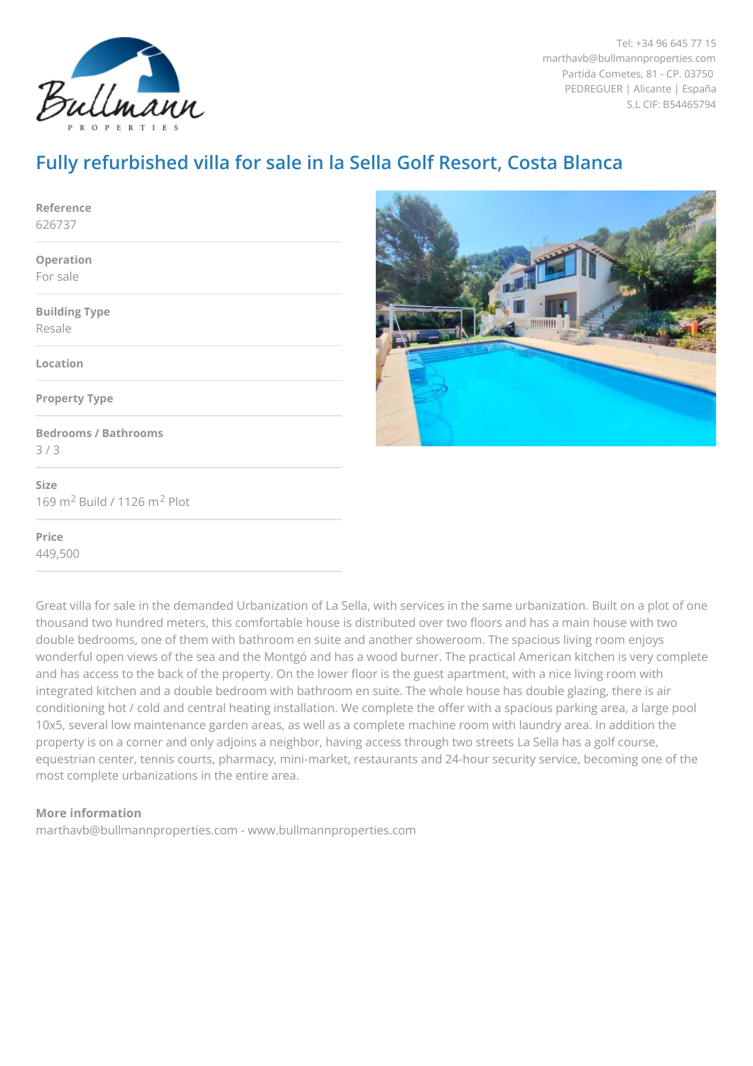Tel: +34 96 645 77 15
marthavb@bullmannproperties.com
Partida Cometes, 81 - CP. 03750
PEDREGUER | Alicante | España
S.L CIF: B54465794

# Fully refurbished villa for sale in la Sella Golf Resort, Costa Blanca

**Reference**
626737

**Operation**
For sale

**Building Type**
Resale

**Location**

**Property Type**

**Bedrooms / Bathrooms**
3 / 3

**Size**
169 m$^2$ Build / 1126 m$^2$ Plot

**Price**
449,500

Great villa for sale in the demanded Urbanization of La Sella, with services in the same urbanization. Built on a plot of one thousand two hundred meters, this comfortable house is distributed over two floors and has a main house with two double bedrooms, one of them with bathroom en suite and another showeroom. The spacious living room enjoys wonderful open views of the sea and the Montgó and has a wood burner. The practical American kitchen is very complete and has access to the back of the property. On the lower floor is the guest apartment, with a nice living room with integrated kitchen and a double bedroom with bathroom en suite. The whole house has double glazing, there is air conditioning hot / cold and central heating installation. We complete the offer with a spacious parking area, a large pool 10x5, several low maintenance garden areas, as well as a complete machine room with laundry area. In addition the property is on a corner and only adjoins a neighbor, having access through two streets La Sella has a golf course, equestrian center, tennis courts, pharmacy, mini-market, restaurants and 24-hour security service, becoming one of the most complete urbanizations in the entire area.

**More information**
marthavb@bullmannproperties.com - www.bullmannproperties.com